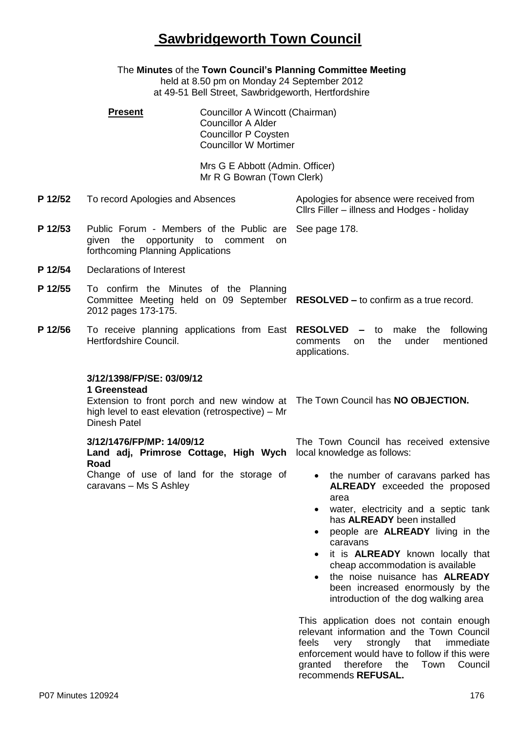# Sawbridgeworth Town Council

The **Minutes** of the **Town Council's Planning Committee Meeting**
held at 8.50 pm on Monday 24 September 2012
at 49-51 Bell Street, Sawbridgeworth, Hertfordshire

**Present**

Councillor A Wincott (Chairman)
Councillor A Alder
Councillor P Coysten
Councillor W Mortimer

Mrs G E Abbott (Admin. Officer)
Mr R G Bowran (Town Clerk)

**P 12/52** To record Apologies and Absences

Apologies for absence were received from Cllrs Filler – illness and Hodges - holiday

**P 12/53** Public Forum - Members of the Public are given the opportunity to comment on forthcoming Planning Applications

See page 178.

**P 12/54** Declarations of Interest

**P 12/55** To confirm the Minutes of the Planning Committee Meeting held on 09 September 2012 pages 173-175.

**RESOLVED –** to confirm as a true record.

**P 12/56** To receive planning applications from East Hertfordshire Council.

**RESOLVED –** to make the following comments on the under mentioned applications.

**3/12/1398/FP/SE: 03/09/12**
**1 Greenstead**
Extension to front porch and new window at high level to east elevation (retrospective) – Mr Dinesh Patel

The Town Council has **NO OBJECTION.**

**3/12/1476/FP/MP: 14/09/12**
**Land adj, Primrose Cottage, High Wych Road**
Change of use of land for the storage of caravans – Ms S Ashley

The Town Council has received extensive local knowledge as follows:

- the number of caravans parked has **ALREADY** exceeded the proposed area
- water, electricity and a septic tank has **ALREADY** been installed
- people are **ALREADY** living in the caravans
- it is **ALREADY** known locally that cheap accommodation is available
- the noise nuisance has **ALREADY** been increased enormously by the introduction of the dog walking area

This application does not contain enough relevant information and the Town Council feels very strongly that immediate enforcement would have to follow if this were granted therefore the Town Council recommends **REFUSAL.**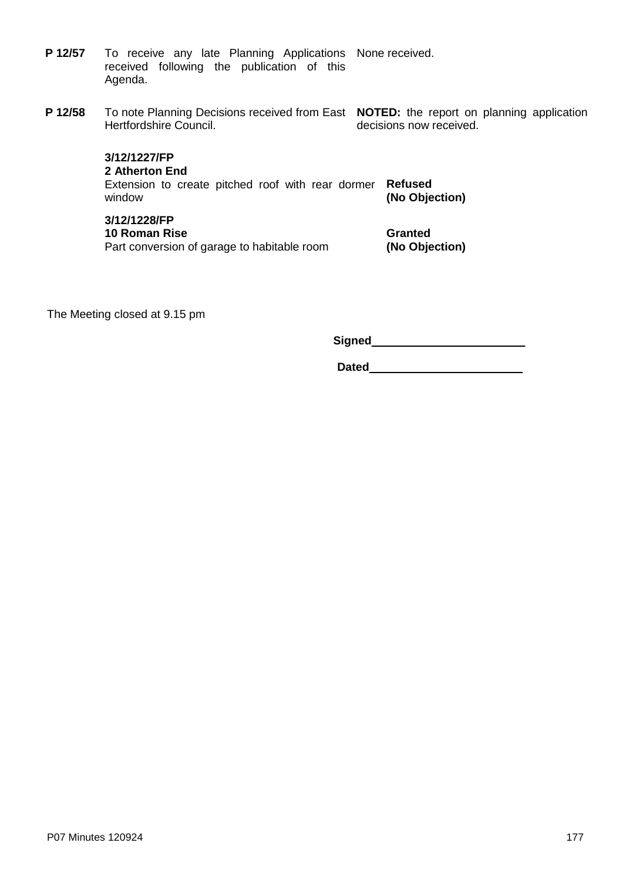| | | |
|---|---|---|
| **P 12/57** | To receive any late Planning Applications received following the publication of this Agenda. | None received. |
| **P 12/58** | To note Planning Decisions received from East Hertfordshire Council. | **NOTED:** the report on planning application decisions now received. |

| | |
|---|---|
| **3/12/1227/FP**<br>**2 Atherton End**<br>Extension to create pitched roof with rear dormer window | **Refused**<br>**(No Objection)** |
| **3/12/1228/FP**<br>**10 Roman Rise**<br>Part conversion of garage to habitable room | **Granted**<br>**(No Objection)** |

The Meeting closed at 9.15 pm

**Signed**\_\_\_\_\_\_\_\_\_\_\_\_\_\_\_\_\_\_\_\_\_\_\_\_

**Dated**\_\_\_\_\_\_\_\_\_\_\_\_\_\_\_\_\_\_\_\_\_\_\_\_

P07 Minutes 120924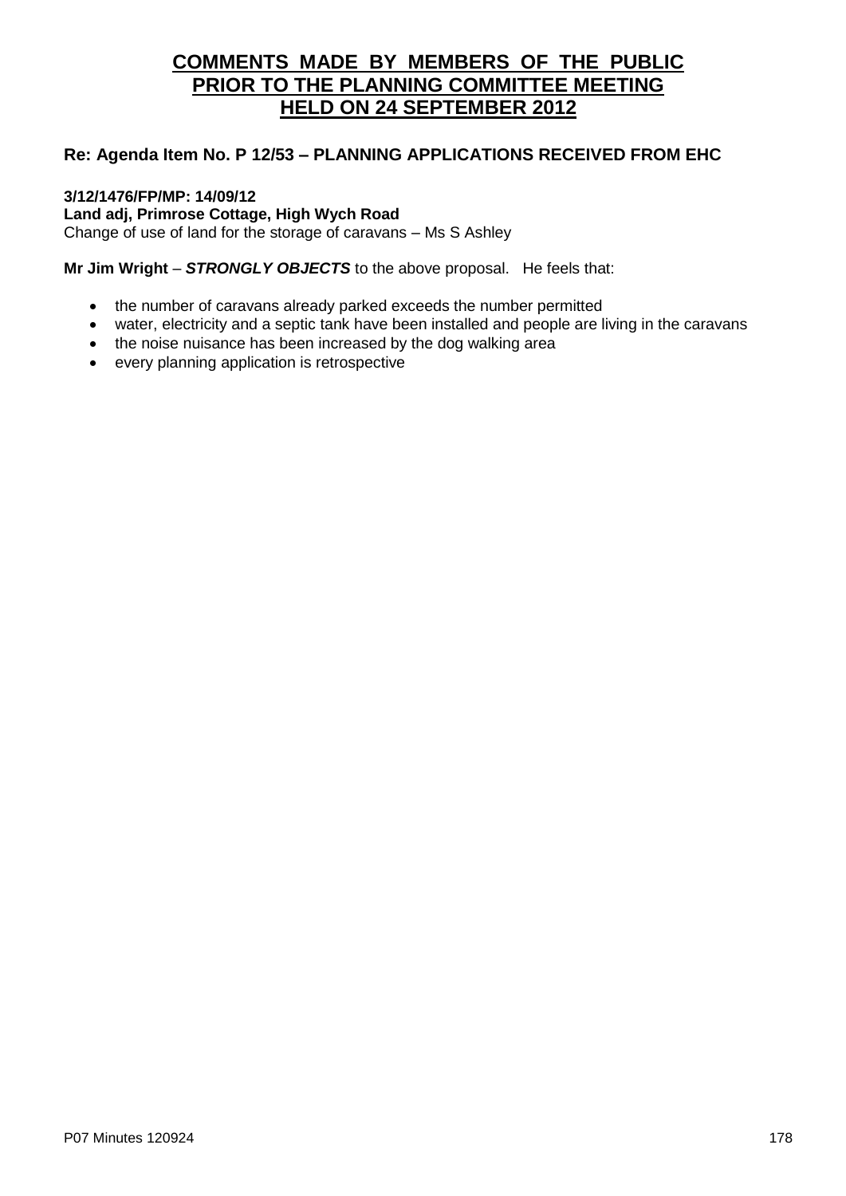# COMMENTS MADE BY MEMBERS OF THE PUBLIC PRIOR TO THE PLANNING COMMITTEE MEETING HELD ON 24 SEPTEMBER 2012

## Re: Agenda Item No. P 12/53 – PLANNING APPLICATIONS RECEIVED FROM EHC

**3/12/1476/FP/MP: 14/09/12**
**Land adj, Primrose Cottage, High Wych Road**
Change of use of land for the storage of caravans – Ms S Ashley

**Mr Jim Wright** – ***STRONGLY OBJECTS*** to the above proposal. He feels that:

- the number of caravans already parked exceeds the number permitted
- water, electricity and a septic tank have been installed and people are living in the caravans
- the noise nuisance has been increased by the dog walking area
- every planning application is retrospective